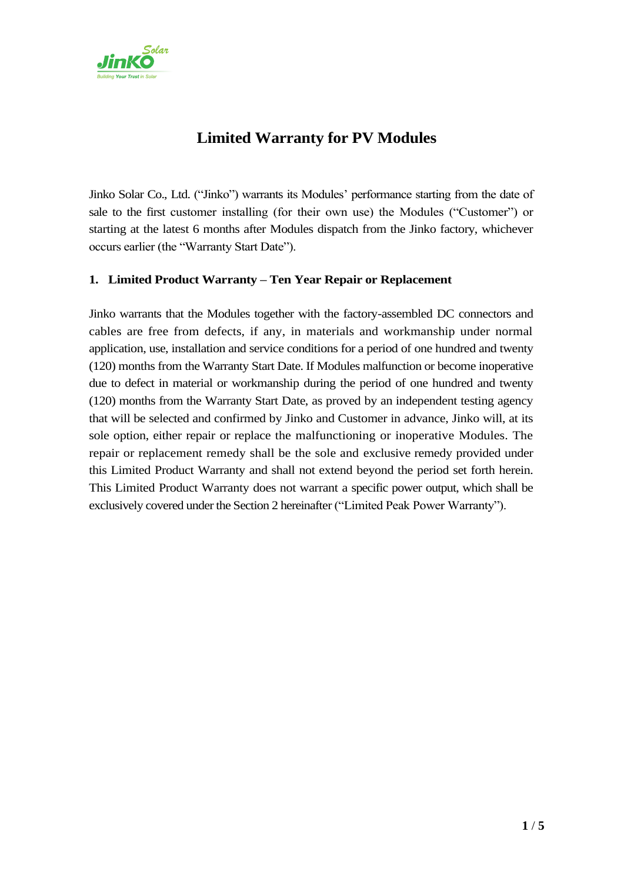# Limited Warranty for PV Modules

Jinko Solar Co., Ltd. ("Jinko") warrants its Modules' performance starting from the date of sale to the first customer installing (for their own use) the Modules ("Customer") or starting at the latest 6 months after Modules dispatch from the Jinko factory, whichever occurs earlier (the "Warranty Start Date").

## 1. Limited Product Warranty – Ten Year Repair or Replacement

Jinko warrants that the Modules together with the factory-assembled DC connectors and cables are free from defects, if any, in materials and workmanship under normal application, use, installation and service conditions for a period of one hundred and twenty (120) months from the Warranty Start Date. If Modules malfunction or become inoperative due to defect in material or workmanship during the period of one hundred and twenty (120) months from the Warranty Start Date, as proved by an independent testing agency that will be selected and confirmed by Jinko and Customer in advance, Jinko will, at its sole option, either repair or replace the malfunctioning or inoperative Modules. The repair or replacement remedy shall be the sole and exclusive remedy provided under this Limited Product Warranty and shall not extend beyond the period set forth herein. This Limited Product Warranty does not warrant a specific power output, which shall be exclusively covered under the Section 2 hereinafter ("Limited Peak Power Warranty").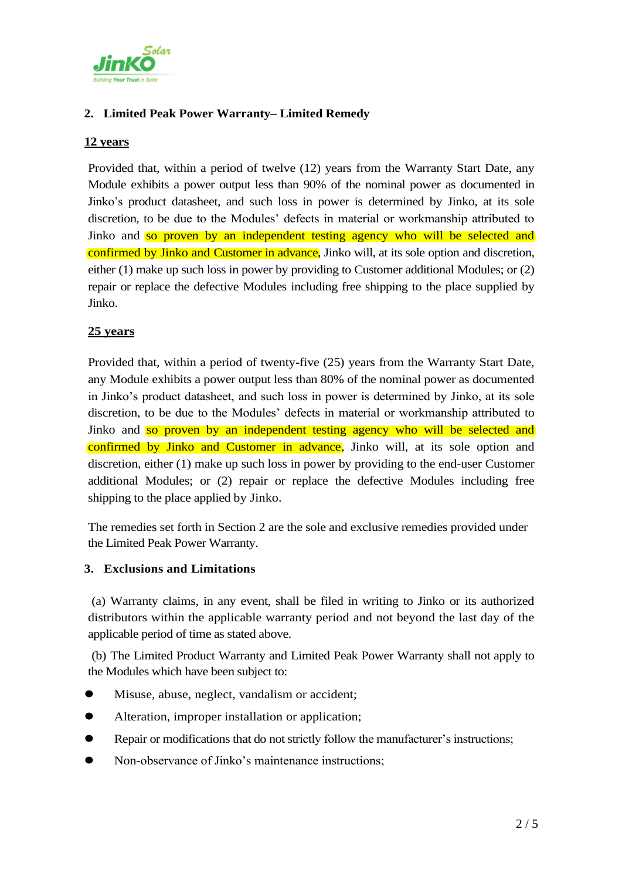## 2. Limited Peak Power Warranty– Limited Remedy

**12 years**

Provided that, within a period of twelve (12) years from the Warranty Start Date, any Module exhibits a power output less than 90% of the nominal power as documented in Jinko's product datasheet, and such loss in power is determined by Jinko, at its sole discretion, to be due to the Modules' defects in material or workmanship attributed to Jinko and so proven by an independent testing agency who will be selected and confirmed by Jinko and Customer in advance, Jinko will, at its sole option and discretion, either (1) make up such loss in power by providing to Customer additional Modules; or (2) repair or replace the defective Modules including free shipping to the place supplied by Jinko.

**25 years**

Provided that, within a period of twenty-five (25) years from the Warranty Start Date, any Module exhibits a power output less than 80% of the nominal power as documented in Jinko's product datasheet, and such loss in power is determined by Jinko, at its sole discretion, to be due to the Modules' defects in material or workmanship attributed to Jinko and so proven by an independent testing agency who will be selected and confirmed by Jinko and Customer in advance, Jinko will, at its sole option and discretion, either (1) make up such loss in power by providing to the end-user Customer additional Modules; or (2) repair or replace the defective Modules including free shipping to the place applied by Jinko.

The remedies set forth in Section 2 are the sole and exclusive remedies provided under the Limited Peak Power Warranty.

## 3. Exclusions and Limitations

(a) Warranty claims, in any event, shall be filed in writing to Jinko or its authorized distributors within the applicable warranty period and not beyond the last day of the applicable period of time as stated above.

(b) The Limited Product Warranty and Limited Peak Power Warranty shall not apply to the Modules which have been subject to:

- Misuse, abuse, neglect, vandalism or accident;
- Alteration, improper installation or application;
- Repair or modifications that do not strictly follow the manufacturer's instructions;
- Non-observance of Jinko's maintenance instructions;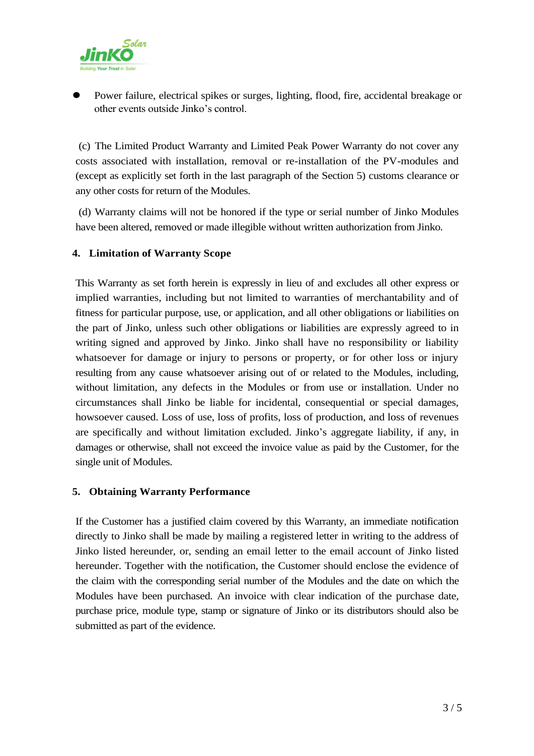- Power failure, electrical spikes or surges, lighting, flood, fire, accidental breakage or other events outside Jinko's control.

(c) The Limited Product Warranty and Limited Peak Power Warranty do not cover any costs associated with installation, removal or re-installation of the PV-modules and (except as explicitly set forth in the last paragraph of the Section 5) customs clearance or any other costs for return of the Modules.

(d) Warranty claims will not be honored if the type or serial number of Jinko Modules have been altered, removed or made illegible without written authorization from Jinko.

## 4. Limitation of Warranty Scope

This Warranty as set forth herein is expressly in lieu of and excludes all other express or implied warranties, including but not limited to warranties of merchantability and of fitness for particular purpose, use, or application, and all other obligations or liabilities on the part of Jinko, unless such other obligations or liabilities are expressly agreed to in writing signed and approved by Jinko. Jinko shall have no responsibility or liability whatsoever for damage or injury to persons or property, or for other loss or injury resulting from any cause whatsoever arising out of or related to the Modules, including, without limitation, any defects in the Modules or from use or installation. Under no circumstances shall Jinko be liable for incidental, consequential or special damages, howsoever caused. Loss of use, loss of profits, loss of production, and loss of revenues are specifically and without limitation excluded. Jinko's aggregate liability, if any, in damages or otherwise, shall not exceed the invoice value as paid by the Customer, for the single unit of Modules.

## 5. Obtaining Warranty Performance

If the Customer has a justified claim covered by this Warranty, an immediate notification directly to Jinko shall be made by mailing a registered letter in writing to the address of Jinko listed hereunder, or, sending an email letter to the email account of Jinko listed hereunder. Together with the notification, the Customer should enclose the evidence of the claim with the corresponding serial number of the Modules and the date on which the Modules have been purchased. An invoice with clear indication of the purchase date, purchase price, module type, stamp or signature of Jinko or its distributors should also be submitted as part of the evidence.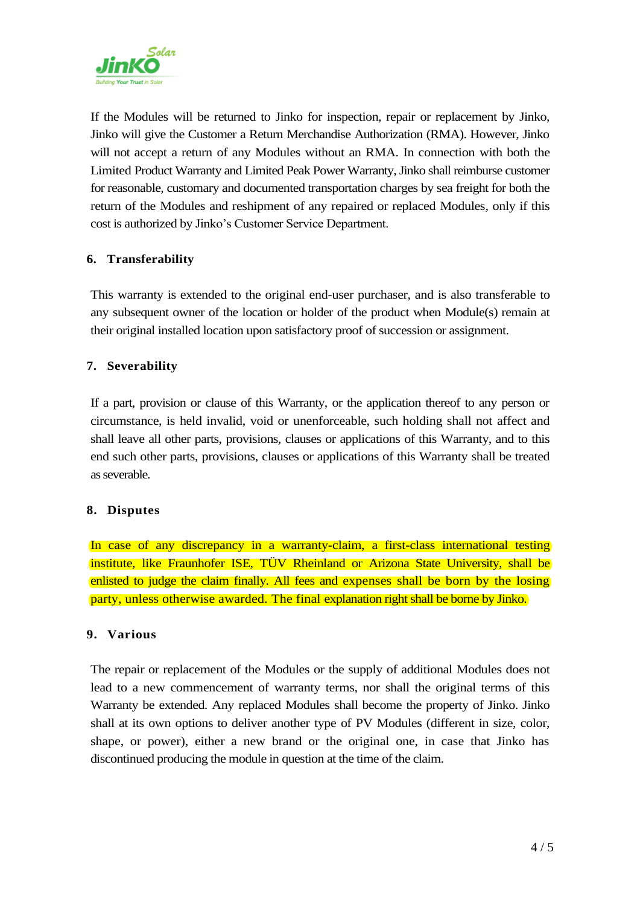If the Modules will be returned to Jinko for inspection, repair or replacement by Jinko, Jinko will give the Customer a Return Merchandise Authorization (RMA). However, Jinko will not accept a return of any Modules without an RMA. In connection with both the Limited Product Warranty and Limited Peak Power Warranty, Jinko shall reimburse customer for reasonable, customary and documented transportation charges by sea freight for both the return of the Modules and reshipment of any repaired or replaced Modules, only if this cost is authorized by Jinko's Customer Service Department.

### 6. Transferability

This warranty is extended to the original end-user purchaser, and is also transferable to any subsequent owner of the location or holder of the product when Module(s) remain at their original installed location upon satisfactory proof of succession or assignment.

### 7. Severability

If a part, provision or clause of this Warranty, or the application thereof to any person or circumstance, is held invalid, void or unenforceable, such holding shall not affect and shall leave all other parts, provisions, clauses or applications of this Warranty, and to this end such other parts, provisions, clauses or applications of this Warranty shall be treated as severable.

### 8. Disputes

In case of any discrepancy in a warranty-claim, a first-class international testing institute, like Fraunhofer ISE, TÜV Rheinland or Arizona State University, shall be enlisted to judge the claim finally. All fees and expenses shall be born by the losing party, unless otherwise awarded. The final explanation right shall be borne by Jinko.

### 9. Various

The repair or replacement of the Modules or the supply of additional Modules does not lead to a new commencement of warranty terms, nor shall the original terms of this Warranty be extended. Any replaced Modules shall become the property of Jinko. Jinko shall at its own options to deliver another type of PV Modules (different in size, color, shape, or power), either a new brand or the original one, in case that Jinko has discontinued producing the module in question at the time of the claim.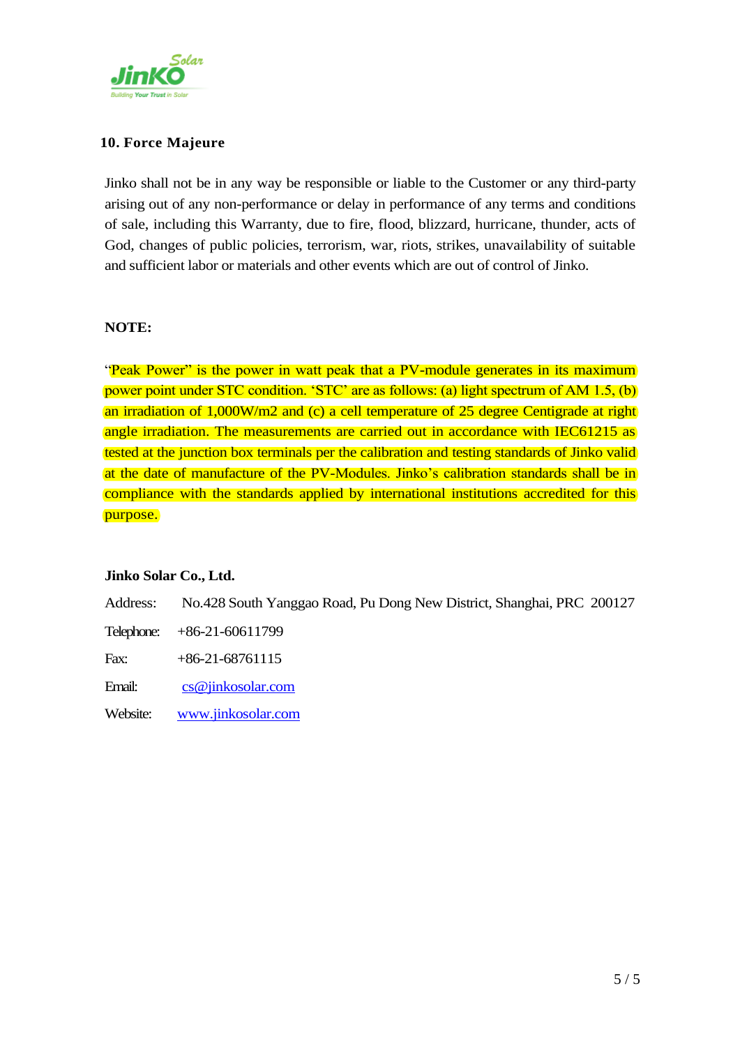## 10. Force Majeure

Jinko shall not be in any way be responsible or liable to the Customer or any third-party arising out of any non-performance or delay in performance of any terms and conditions of sale, including this Warranty, due to fire, flood, blizzard, hurricane, thunder, acts of God, changes of public policies, terrorism, war, riots, strikes, unavailability of suitable and sufficient labor or materials and other events which are out of control of Jinko.

**NOTE:**

"Peak Power" is the power in watt peak that a PV-module generates in its maximum power point under STC condition. 'STC' are as follows: (a) light spectrum of AM 1.5, (b) an irradiation of 1,000W/m2 and (c) a cell temperature of 25 degree Centigrade at right angle irradiation. The measurements are carried out in accordance with IEC61215 as tested at the junction box terminals per the calibration and testing standards of Jinko valid at the date of manufacture of the PV-Modules. Jinko's calibration standards shall be in compliance with the standards applied by international institutions accredited for this purpose.

**Jinko Solar Co., Ltd.**

Address: No.428 South Yanggao Road, Pu Dong New District, Shanghai, PRC 200127

Telephone: +86-21-60611799

Fax: +86-21-68761115

Email: cs@jinkosolar.com

Website: www.jinkosolar.com